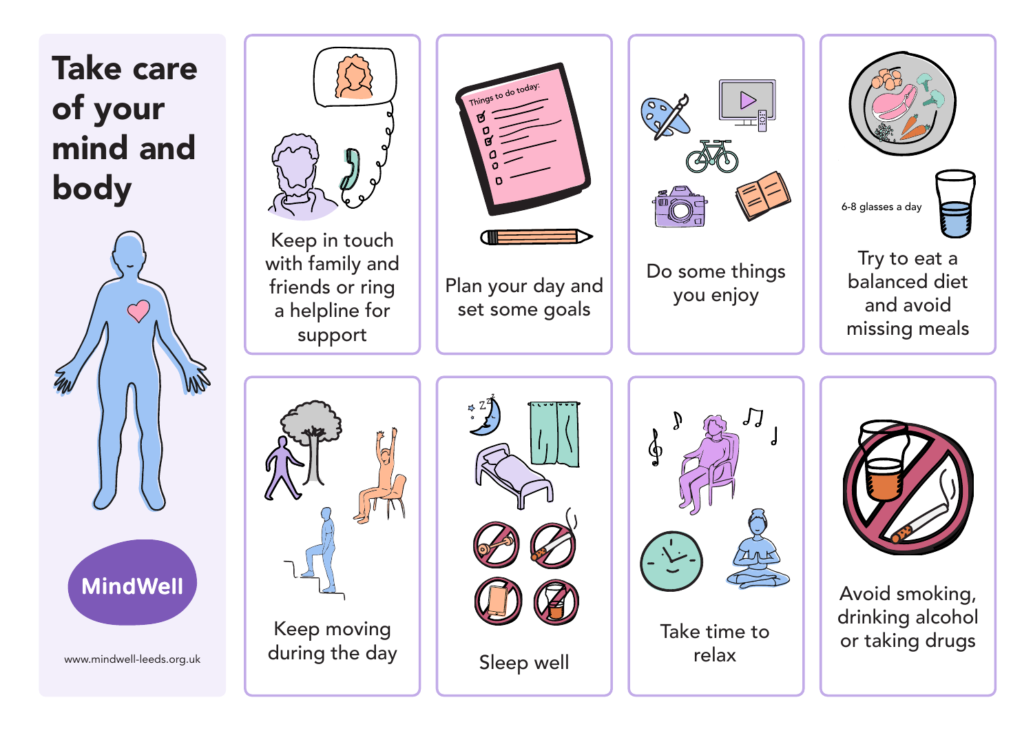# Take care of your mind and body

MindWell

www.mindwell-leeds.org.uk

Keep in touch with family and friends or ring a helpline for support

Things to do today:

Plan your day and set some goals

Do some things you enjoy

6-8 glasses a day

Try to eat a balanced diet and avoid missing meals

Keep moving during the day

Sleep well

Take time to relax

Avoid smoking, drinking alcohol or taking drugs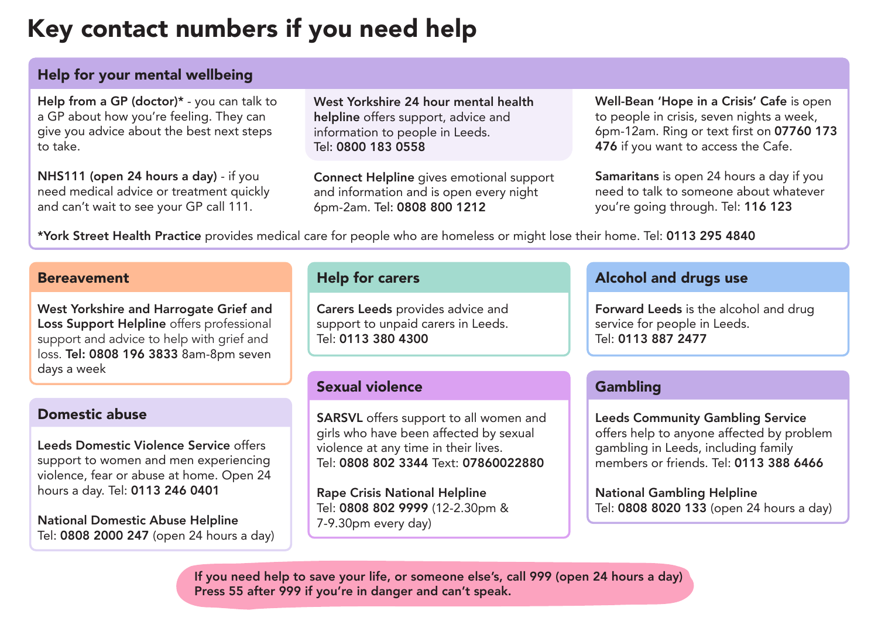# Key contact numbers if you need help

## Help for your mental wellbeing

**Help from a GP (doctor)*** - you can talk to a GP about how you're feeling. They can give you advice about the best next steps to take.

**NHS111 (open 24 hours a day)** - if you need medical advice or treatment quickly and can't wait to see your GP call 111.

**West Yorkshire 24 hour mental health helpline** offers support, advice and information to people in Leeds. Tel: **0800 183 0558**

**Connect Helpline** gives emotional support and information and is open every night 6pm-2am. Tel: **0808 800 1212**

**Well-Bean 'Hope in a Crisis' Cafe** is open to people in crisis, seven nights a week, 6pm-12am. Ring or text first on **07760 173 476** if you want to access the Cafe.

**Samaritans** is open 24 hours a day if you need to talk to someone about whatever you're going through. Tel: **116 123**

***York Street Health Practice** provides medical care for people who are homeless or might lose their home. Tel: **0113 295 4840**

## Bereavement

**West Yorkshire and Harrogate Grief and Loss Support Helpline** offers professional support and advice to help with grief and loss. **Tel: 0808 196 3833** 8am-8pm seven days a week

## Domestic abuse

**Leeds Domestic Violence Service** offers support to women and men experiencing violence, fear or abuse at home. Open 24 hours a day. Tel: **0113 246 0401**

**National Domestic Abuse Helpline**
Tel: **0808 2000 247** (open 24 hours a day)

## Help for carers

**Carers Leeds** provides advice and support to unpaid carers in Leeds. Tel: **0113 380 4300**

## Sexual violence

**SARSVL** offers support to all women and girls who have been affected by sexual violence at any time in their lives. Tel: **0808 802 3344** Text: **07860022880**

**Rape Crisis National Helpline**
Tel: **0808 802 9999** (12-2.30pm & 7-9.30pm every day)

## Alcohol and drugs use

**Forward Leeds** is the alcohol and drug service for people in Leeds. Tel: **0113 887 2477**

## Gambling

**Leeds Community Gambling Service** offers help to anyone affected by problem gambling in Leeds, including family members or friends. Tel: **0113 388 6466**

**National Gambling Helpline**
Tel: **0808 8020 133** (open 24 hours a day)

**If you need help to save your life, or someone else's, call 999 (open 24 hours a day) Press 55 after 999 if you're in danger and can't speak.**